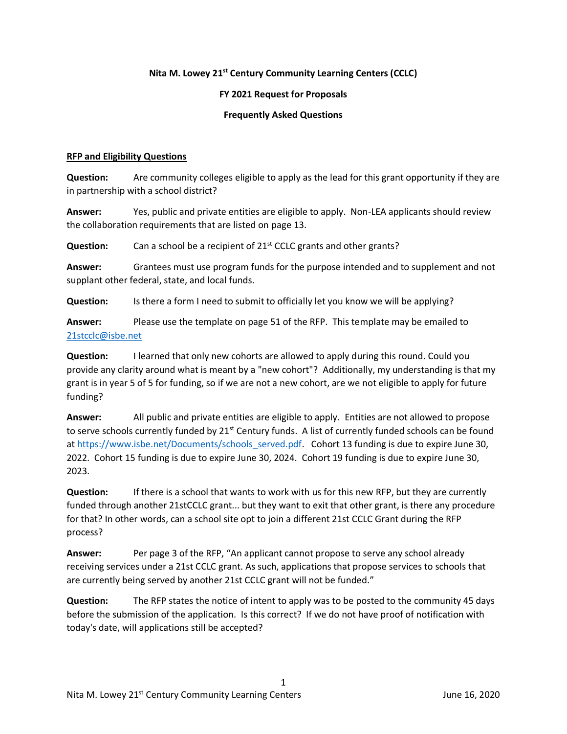# Nita M. Lowey 21st Century Community Learning Centers (CCLC)

## FY 2021 Request for Proposals

## Frequently Asked Questions

### RFP and Eligibility Questions

**Question:** Are community colleges eligible to apply as the lead for this grant opportunity if they are in partnership with a school district?

**Answer:** Yes, public and private entities are eligible to apply. Non-LEA applicants should review the collaboration requirements that are listed on page 13.

**Question:** Can a school be a recipient of 21st CCLC grants and other grants?

**Answer:** Grantees must use program funds for the purpose intended and to supplement and not supplant other federal, state, and local funds.

**Question:** Is there a form I need to submit to officially let you know we will be applying?

**Answer:** Please use the template on page 51 of the RFP. This template may be emailed to 21stcclc@isbe.net

**Question:** I learned that only new cohorts are allowed to apply during this round. Could you provide any clarity around what is meant by a "new cohort"? Additionally, my understanding is that my grant is in year 5 of 5 for funding, so if we are not a new cohort, are we not eligible to apply for future funding?

**Answer:** All public and private entities are eligible to apply. Entities are not allowed to propose to serve schools currently funded by 21st Century funds. A list of currently funded schools can be found at https://www.isbe.net/Documents/schools_served.pdf. Cohort 13 funding is due to expire June 30, 2022. Cohort 15 funding is due to expire June 30, 2024. Cohort 19 funding is due to expire June 30, 2023.

**Question:** If there is a school that wants to work with us for this new RFP, but they are currently funded through another 21stCCLC grant... but they want to exit that other grant, is there any procedure for that? In other words, can a school site opt to join a different 21st CCLC Grant during the RFP process?

**Answer:** Per page 3 of the RFP, "An applicant cannot propose to serve any school already receiving services under a 21st CCLC grant. As such, applications that propose services to schools that are currently being served by another 21st CCLC grant will not be funded."

**Question:** The RFP states the notice of intent to apply was to be posted to the community 45 days before the submission of the application. Is this correct? If we do not have proof of notification with today's date, will applications still be accepted?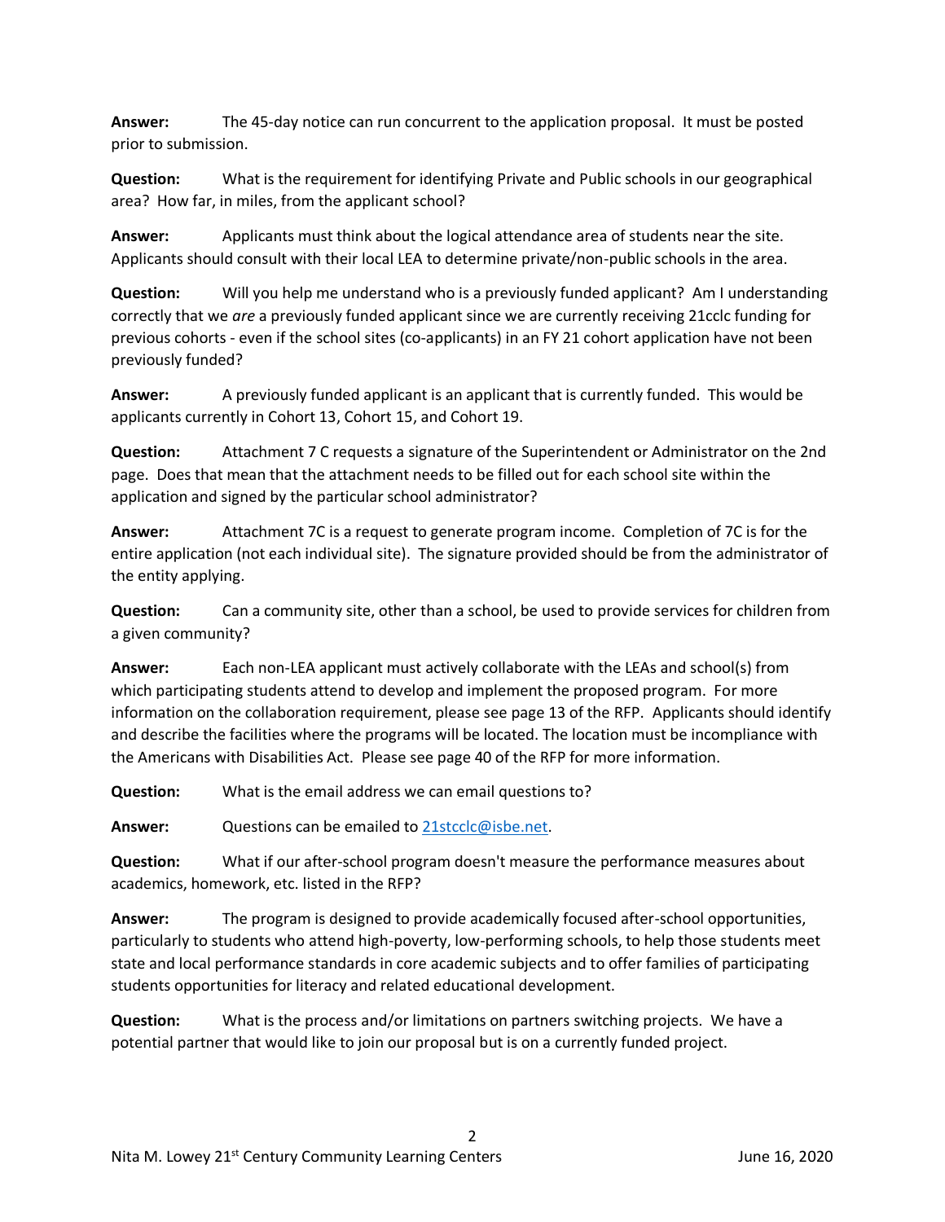**Answer:** The 45-day notice can run concurrent to the application proposal. It must be posted prior to submission.

**Question:** What is the requirement for identifying Private and Public schools in our geographical area? How far, in miles, from the applicant school?

**Answer:** Applicants must think about the logical attendance area of students near the site. Applicants should consult with their local LEA to determine private/non-public schools in the area.

**Question:** Will you help me understand who is a previously funded applicant? Am I understanding correctly that we *are* a previously funded applicant since we are currently receiving 21cclc funding for previous cohorts - even if the school sites (co-applicants) in an FY 21 cohort application have not been previously funded?

**Answer:** A previously funded applicant is an applicant that is currently funded. This would be applicants currently in Cohort 13, Cohort 15, and Cohort 19.

**Question:** Attachment 7 C requests a signature of the Superintendent or Administrator on the 2nd page. Does that mean that the attachment needs to be filled out for each school site within the application and signed by the particular school administrator?

**Answer:** Attachment 7C is a request to generate program income. Completion of 7C is for the entire application (not each individual site). The signature provided should be from the administrator of the entity applying.

**Question:** Can a community site, other than a school, be used to provide services for children from a given community?

**Answer:** Each non-LEA applicant must actively collaborate with the LEAs and school(s) from which participating students attend to develop and implement the proposed program. For more information on the collaboration requirement, please see page 13 of the RFP. Applicants should identify and describe the facilities where the programs will be located. The location must be incompliance with the Americans with Disabilities Act. Please see page 40 of the RFP for more information.

**Question:** What is the email address we can email questions to?

**Answer:** Questions can be emailed to [21stcclc@isbe.net](mailto:21stcclc@isbe.net).

**Question:** What if our after-school program doesn't measure the performance measures about academics, homework, etc. listed in the RFP?

**Answer:** The program is designed to provide academically focused after-school opportunities, particularly to students who attend high-poverty, low-performing schools, to help those students meet state and local performance standards in core academic subjects and to offer families of participating students opportunities for literacy and related educational development.

**Question:** What is the process and/or limitations on partners switching projects. We have a potential partner that would like to join our proposal but is on a currently funded project.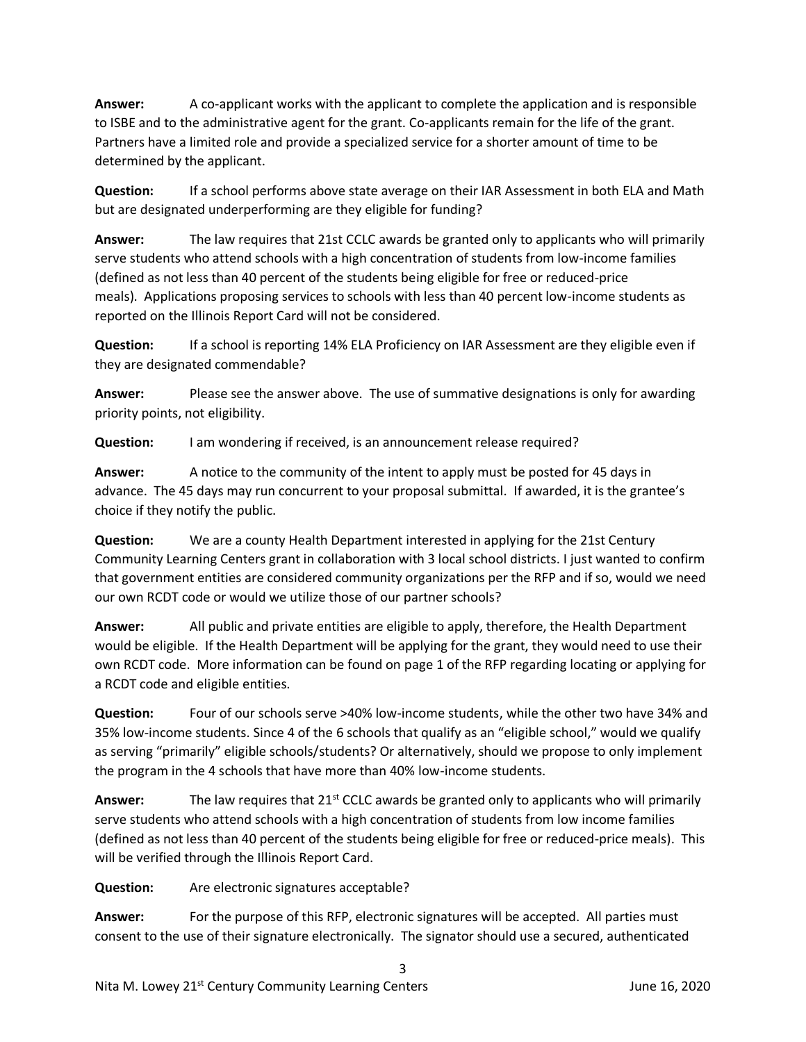**Answer:** A co-applicant works with the applicant to complete the application and is responsible to ISBE and to the administrative agent for the grant. Co-applicants remain for the life of the grant. Partners have a limited role and provide a specialized service for a shorter amount of time to be determined by the applicant.

**Question:** If a school performs above state average on their IAR Assessment in both ELA and Math but are designated underperforming are they eligible for funding?

**Answer:** The law requires that 21st CCLC awards be granted only to applicants who will primarily serve students who attend schools with a high concentration of students from low-income families (defined as not less than 40 percent of the students being eligible for free or reduced-price meals). Applications proposing services to schools with less than 40 percent low-income students as reported on the Illinois Report Card will not be considered.

**Question:** If a school is reporting 14% ELA Proficiency on IAR Assessment are they eligible even if they are designated commendable?

**Answer:** Please see the answer above. The use of summative designations is only for awarding priority points, not eligibility.

**Question:** I am wondering if received, is an announcement release required?

**Answer:** A notice to the community of the intent to apply must be posted for 45 days in advance. The 45 days may run concurrent to your proposal submittal. If awarded, it is the grantee's choice if they notify the public.

**Question:** We are a county Health Department interested in applying for the 21st Century Community Learning Centers grant in collaboration with 3 local school districts. I just wanted to confirm that government entities are considered community organizations per the RFP and if so, would we need our own RCDT code or would we utilize those of our partner schools?

**Answer:** All public and private entities are eligible to apply, therefore, the Health Department would be eligible. If the Health Department will be applying for the grant, they would need to use their own RCDT code. More information can be found on page 1 of the RFP regarding locating or applying for a RCDT code and eligible entities.

**Question:** Four of our schools serve >40% low-income students, while the other two have 34% and 35% low-income students. Since 4 of the 6 schools that qualify as an "eligible school," would we qualify as serving "primarily" eligible schools/students? Or alternatively, should we propose to only implement the program in the 4 schools that have more than 40% low-income students.

**Answer:** The law requires that 21st CCLC awards be granted only to applicants who will primarily serve students who attend schools with a high concentration of students from low income families (defined as not less than 40 percent of the students being eligible for free or reduced-price meals). This will be verified through the Illinois Report Card.

**Question:** Are electronic signatures acceptable?

**Answer:** For the purpose of this RFP, electronic signatures will be accepted. All parties must consent to the use of their signature electronically. The signator should use a secured, authenticated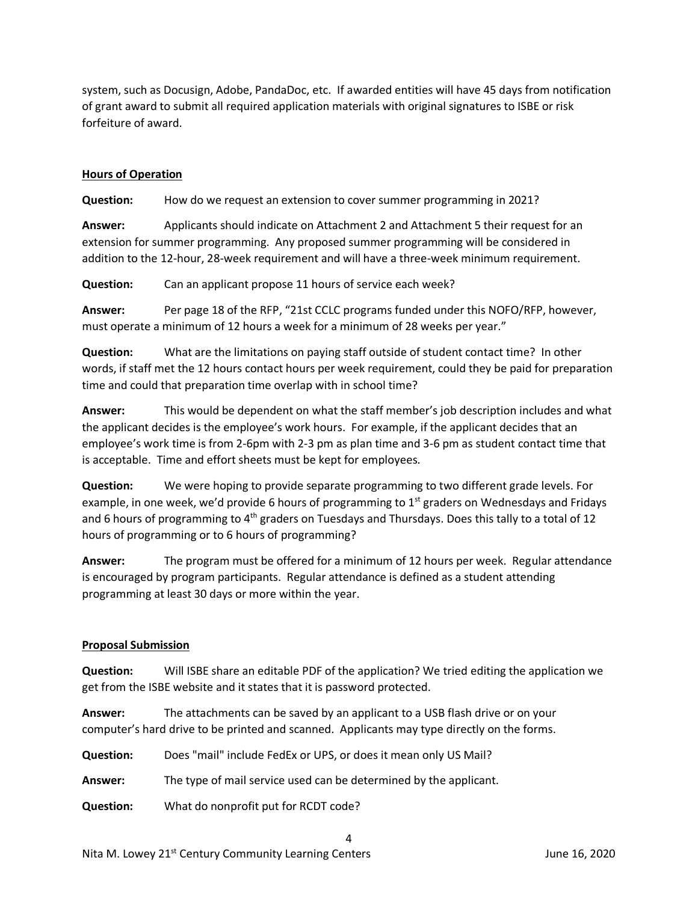system, such as Docusign, Adobe, PandaDoc, etc. If awarded entities will have 45 days from notification of grant award to submit all required application materials with original signatures to ISBE or risk forfeiture of award.

**Hours of Operation**

**Question:** How do we request an extension to cover summer programming in 2021?

**Answer:** Applicants should indicate on Attachment 2 and Attachment 5 their request for an extension for summer programming. Any proposed summer programming will be considered in addition to the 12-hour, 28-week requirement and will have a three-week minimum requirement.

**Question:** Can an applicant propose 11 hours of service each week?

**Answer:** Per page 18 of the RFP, "21st CCLC programs funded under this NOFO/RFP, however, must operate a minimum of 12 hours a week for a minimum of 28 weeks per year."

**Question:** What are the limitations on paying staff outside of student contact time? In other words, if staff met the 12 hours contact hours per week requirement, could they be paid for preparation time and could that preparation time overlap with in school time?

**Answer:** This would be dependent on what the staff member's job description includes and what the applicant decides is the employee's work hours. For example, if the applicant decides that an employee's work time is from 2-6pm with 2-3 pm as plan time and 3-6 pm as student contact time that is acceptable. Time and effort sheets must be kept for employees.

**Question:** We were hoping to provide separate programming to two different grade levels. For example, in one week, we'd provide 6 hours of programming to 1st graders on Wednesdays and Fridays and 6 hours of programming to 4th graders on Tuesdays and Thursdays. Does this tally to a total of 12 hours of programming or to 6 hours of programming?

**Answer:** The program must be offered for a minimum of 12 hours per week. Regular attendance is encouraged by program participants. Regular attendance is defined as a student attending programming at least 30 days or more within the year.

**Proposal Submission**

**Question:** Will ISBE share an editable PDF of the application? We tried editing the application we get from the ISBE website and it states that it is password protected.

**Answer:** The attachments can be saved by an applicant to a USB flash drive or on your computer's hard drive to be printed and scanned. Applicants may type directly on the forms.

**Question:** Does "mail" include FedEx or UPS, or does it mean only US Mail?

**Answer:** The type of mail service used can be determined by the applicant.

**Question:** What do nonprofit put for RCDT code?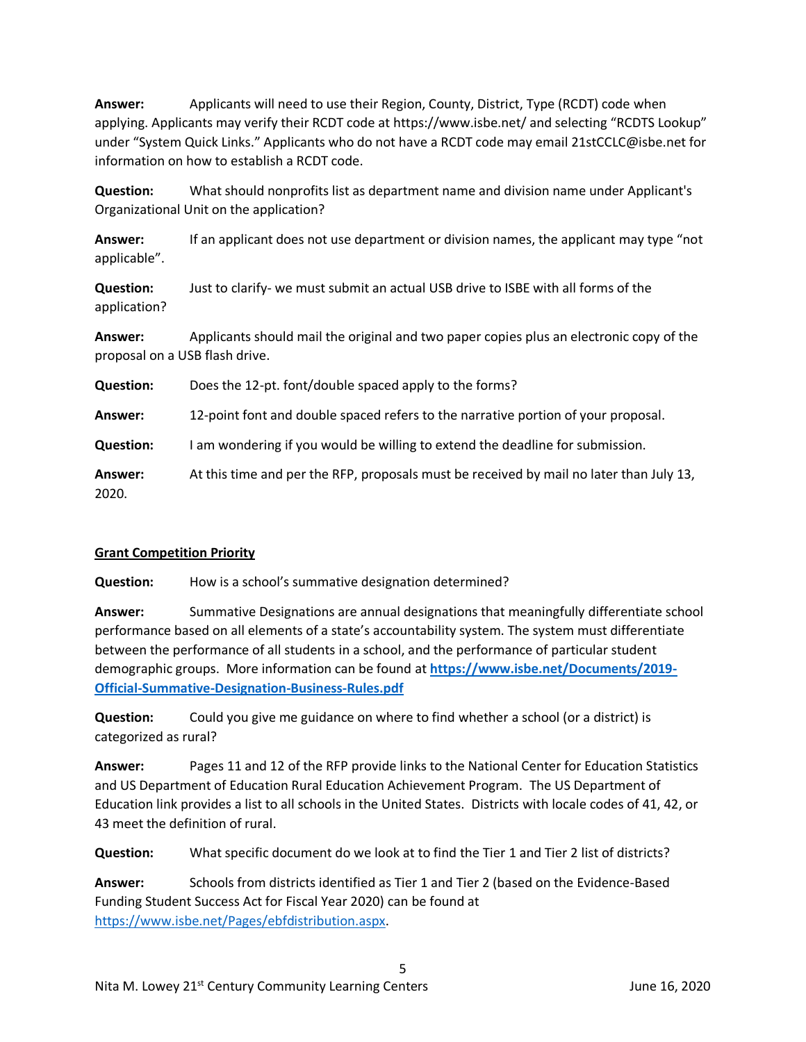**Answer:** Applicants will need to use their Region, County, District, Type (RCDT) code when applying. Applicants may verify their RCDT code at https://www.isbe.net/ and selecting "RCDTS Lookup" under "System Quick Links." Applicants who do not have a RCDT code may email 21stCCLC@isbe.net for information on how to establish a RCDT code.

**Question:** What should nonprofits list as department name and division name under Applicant's Organizational Unit on the application?

**Answer:** If an applicant does not use department or division names, the applicant may type "not applicable".

**Question:** Just to clarify- we must submit an actual USB drive to ISBE with all forms of the application?

**Answer:** Applicants should mail the original and two paper copies plus an electronic copy of the proposal on a USB flash drive.

**Question:** Does the 12-pt. font/double spaced apply to the forms?

**Answer:** 12-point font and double spaced refers to the narrative portion of your proposal.

**Question:** I am wondering if you would be willing to extend the deadline for submission.

**Answer:** At this time and per the RFP, proposals must be received by mail no later than July 13, 2020.

**Grant Competition Priority**

**Question:** How is a school's summative designation determined?

**Answer:** Summative Designations are annual designations that meaningfully differentiate school performance based on all elements of a state's accountability system. The system must differentiate between the performance of all students in a school, and the performance of particular student demographic groups. More information can be found at **https://www.isbe.net/Documents/2019-Official-Summative-Designation-Business-Rules.pdf**

**Question:** Could you give me guidance on where to find whether a school (or a district) is categorized as rural?

**Answer:** Pages 11 and 12 of the RFP provide links to the National Center for Education Statistics and US Department of Education Rural Education Achievement Program. The US Department of Education link provides a list to all schools in the United States. Districts with locale codes of 41, 42, or 43 meet the definition of rural.

**Question:** What specific document do we look at to find the Tier 1 and Tier 2 list of districts?

**Answer:** Schools from districts identified as Tier 1 and Tier 2 (based on the Evidence-Based Funding Student Success Act for Fiscal Year 2020) can be found at https://www.isbe.net/Pages/ebfdistribution.aspx.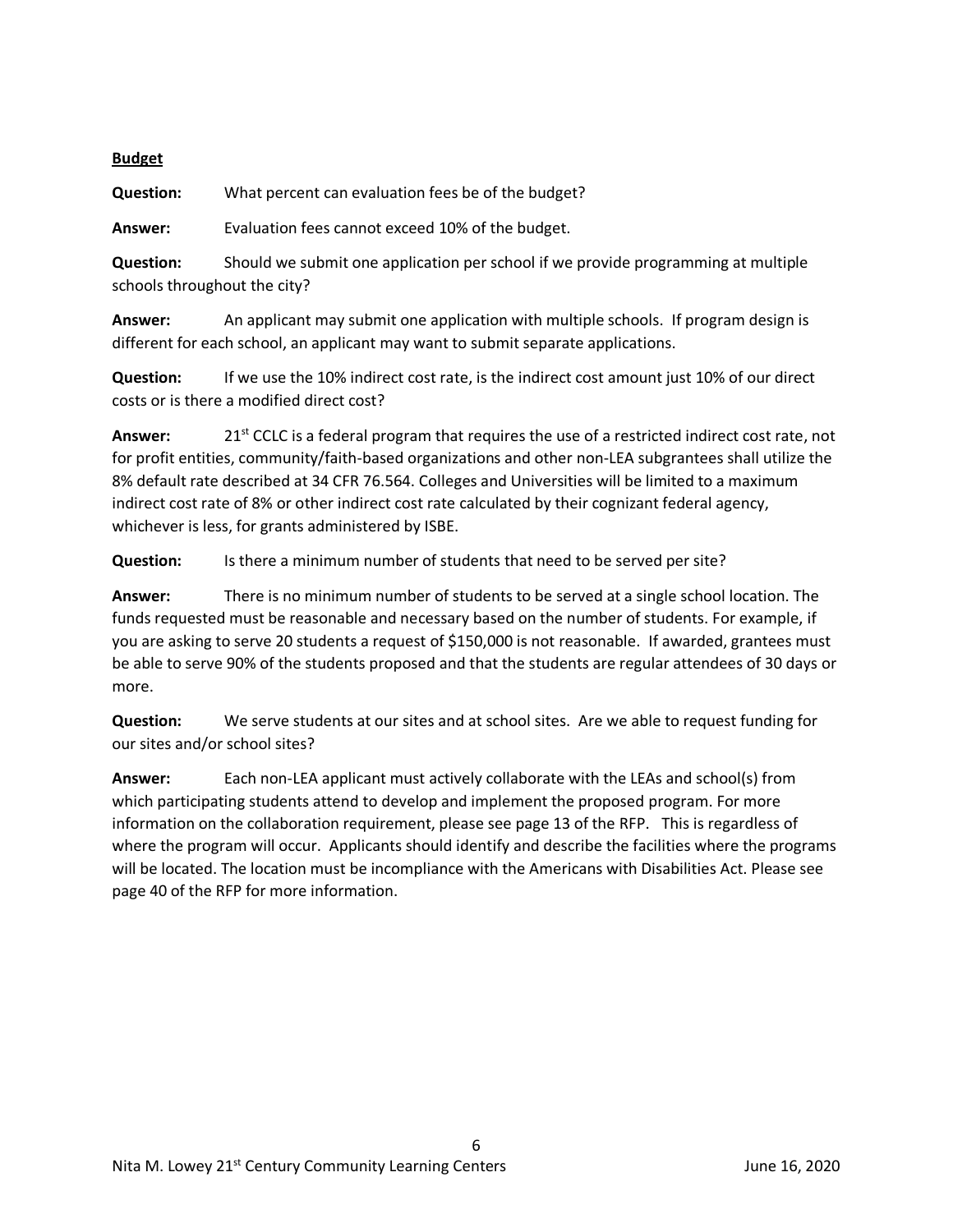**Budget**

**Question:** What percent can evaluation fees be of the budget?

**Answer:** Evaluation fees cannot exceed 10% of the budget.

**Question:** Should we submit one application per school if we provide programming at multiple schools throughout the city?

**Answer:** An applicant may submit one application with multiple schools. If program design is different for each school, an applicant may want to submit separate applications.

**Question:** If we use the 10% indirect cost rate, is the indirect cost amount just 10% of our direct costs or is there a modified direct cost?

**Answer:** 21st CCLC is a federal program that requires the use of a restricted indirect cost rate, not for profit entities, community/faith-based organizations and other non-LEA subgrantees shall utilize the 8% default rate described at 34 CFR 76.564. Colleges and Universities will be limited to a maximum indirect cost rate of 8% or other indirect cost rate calculated by their cognizant federal agency, whichever is less, for grants administered by ISBE.

**Question:** Is there a minimum number of students that need to be served per site?

**Answer:** There is no minimum number of students to be served at a single school location. The funds requested must be reasonable and necessary based on the number of students. For example, if you are asking to serve 20 students a request of $150,000 is not reasonable. If awarded, grantees must be able to serve 90% of the students proposed and that the students are regular attendees of 30 days or more.

**Question:** We serve students at our sites and at school sites. Are we able to request funding for our sites and/or school sites?

**Answer:** Each non-LEA applicant must actively collaborate with the LEAs and school(s) from which participating students attend to develop and implement the proposed program. For more information on the collaboration requirement, please see page 13 of the RFP. This is regardless of where the program will occur. Applicants should identify and describe the facilities where the programs will be located. The location must be incompliance with the Americans with Disabilities Act. Please see page 40 of the RFP for more information.